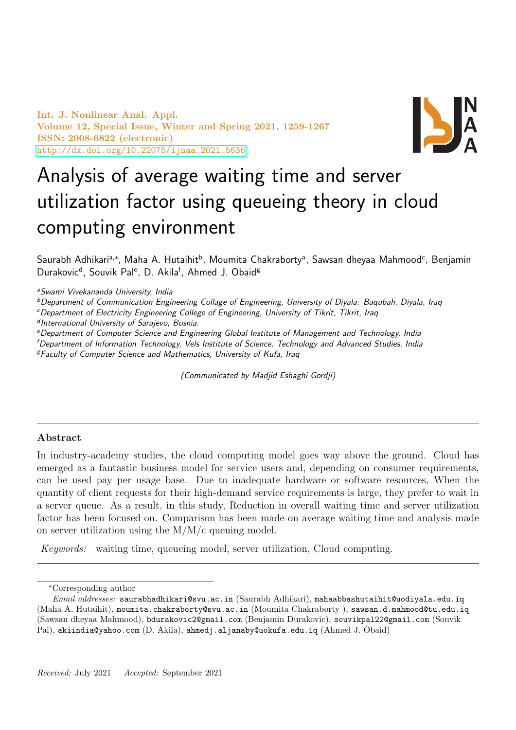# Analysis of average waiting time and server utilization factor using queueing theory in cloud computing environment

Saurabh Adhikari[a,*], Maha A. Hutaihit[b], Moumita Chakraborty[a], Sawsan dheyaa Mahmood[c], Benjamin Durakovic[d], Souvik Pal[e], D. Akila[f], Ahmed J. Obaid[g]

[a]*Swami Vivekananda University, India*

[b]*Department of Communication Engineering Collage of Engineering, University of Diyala: Baqubah, Diyala, Iraq*

[c]*Department of Electricity Engineering College of Engineering, University of Tikrit, Tikrit, Iraq*

[d]*International University of Sarajevo, Bosnia.*

[e]*Department of Computer Science and Engineering Global Institute of Management and Technology, India*

[f]*Department of Information Technology, Vels Institute of Science, Technology and Advanced Studies, India*

[g]*Faculty of Computer Science and Mathematics, University of Kufa, Iraq*

*(Communicated by Madjid Eshaghi Gordji)*

---

**Abstract**

In industry-academy studies, the cloud computing model goes way above the ground. Cloud has emerged as a fantastic business model for service users and, depending on consumer requirements, can be used pay per usage base. Due to inadequate hardware or software resources, When the quantity of client requests for their high-demand service requirements is large, they prefer to wait in a server queue. As a result, in this study, Reduction in overall waiting time and server utilization factor has been focused on. Comparison has been made on average waiting time and analysis made on server utilization using the M/M/c queuing model.

*Keywords:* waiting time, queueing model, server utilization, Cloud computing.

---

*Corresponding author

*Email addresses:* saurabhadhikari@svu.ac.in (Saurabh Adhikari), mahaabbashutaihit@uodiyala.edu.iq (Maha A. Hutaihit), moumita.chakraborty@svu.ac.in (Moumita Chakraborty ), sawsan.d.mahmood@tu.edu.iq (Sawsan dheyaa Mahmood), bdurakovic2@gmail.com (Benjamin Durakovic), souvikpal22@gmail.com (Souvik Pal), akiindia@yahoo.com (D. Akila), ahmedj.aljanaby@uokufa.edu.iq (Ahmed J. Obaid)

*Received:* July 2021 *Accepted:* September 2021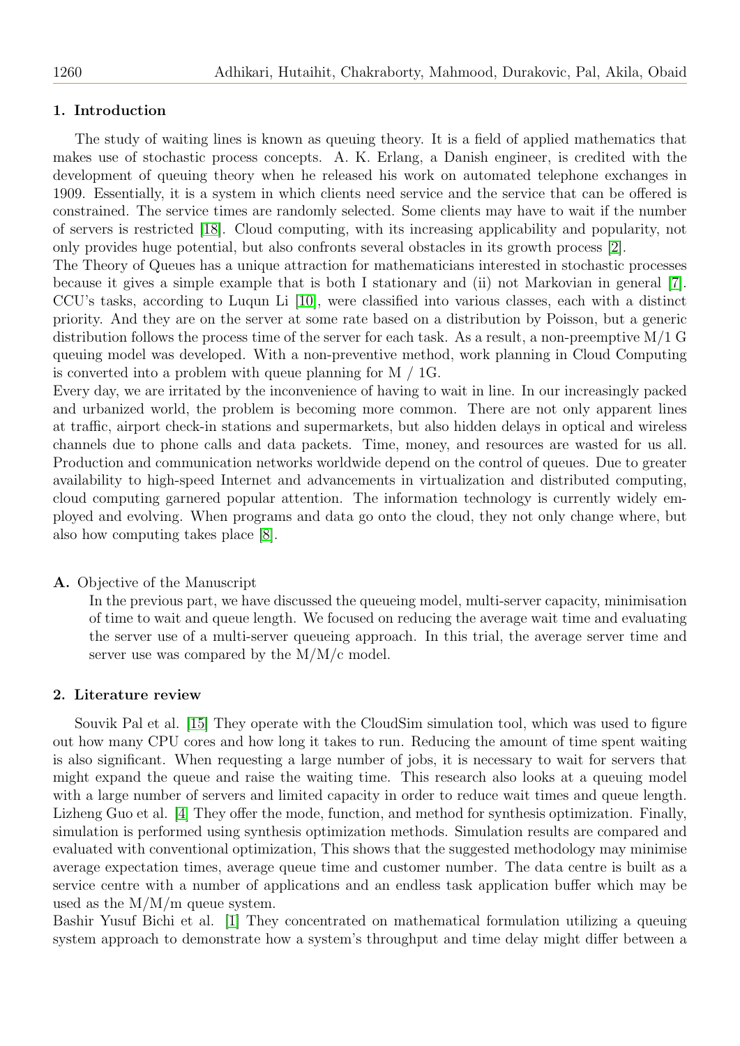## 1. Introduction

The study of waiting lines is known as queuing theory. It is a field of applied mathematics that makes use of stochastic process concepts. A. K. Erlang, a Danish engineer, is credited with the development of queuing theory when he released his work on automated telephone exchanges in 1909. Essentially, it is a system in which clients need service and the service that can be offered is constrained. The service times are randomly selected. Some clients may have to wait if the number of servers is restricted [18]. Cloud computing, with its increasing applicability and popularity, not only provides huge potential, but also confronts several obstacles in its growth process [2].

The Theory of Queues has a unique attraction for mathematicians interested in stochastic processes because it gives a simple example that is both I stationary and (ii) not Markovian in general [7]. CCU's tasks, according to Luqun Li [10], were classified into various classes, each with a distinct priority. And they are on the server at some rate based on a distribution by Poisson, but a generic distribution follows the process time of the server for each task. As a result, a non-preemptive M/1 G queuing model was developed. With a non-preventive method, work planning in Cloud Computing is converted into a problem with queue planning for M / 1G.

Every day, we are irritated by the inconvenience of having to wait in line. In our increasingly packed and urbanized world, the problem is becoming more common. There are not only apparent lines at traffic, airport check-in stations and supermarkets, but also hidden delays in optical and wireless channels due to phone calls and data packets. Time, money, and resources are wasted for us all. Production and communication networks worldwide depend on the control of queues. Due to greater availability to high-speed Internet and advancements in virtualization and distributed computing, cloud computing garnered popular attention. The information technology is currently widely employed and evolving. When programs and data go onto the cloud, they not only change where, but also how computing takes place [8].

**A.** Objective of the Manuscript

In the previous part, we have discussed the queueing model, multi-server capacity, minimisation of time to wait and queue length. We focused on reducing the average wait time and evaluating the server use of a multi-server queueing approach. In this trial, the average server time and server use was compared by the M/M/c model.

## 2. Literature review

Souvik Pal et al. [15] They operate with the CloudSim simulation tool, which was used to figure out how many CPU cores and how long it takes to run. Reducing the amount of time spent waiting is also significant. When requesting a large number of jobs, it is necessary to wait for servers that might expand the queue and raise the waiting time. This research also looks at a queuing model with a large number of servers and limited capacity in order to reduce wait times and queue length.

Lizheng Guo et al. [4] They offer the mode, function, and method for synthesis optimization. Finally, simulation is performed using synthesis optimization methods. Simulation results are compared and evaluated with conventional optimization, This shows that the suggested methodology may minimise average expectation times, average queue time and customer number. The data centre is built as a service centre with a number of applications and an endless task application buffer which may be used as the M/M/m queue system.

Bashir Yusuf Bichi et al. [1] They concentrated on mathematical formulation utilizing a queuing system approach to demonstrate how a system's throughput and time delay might differ between a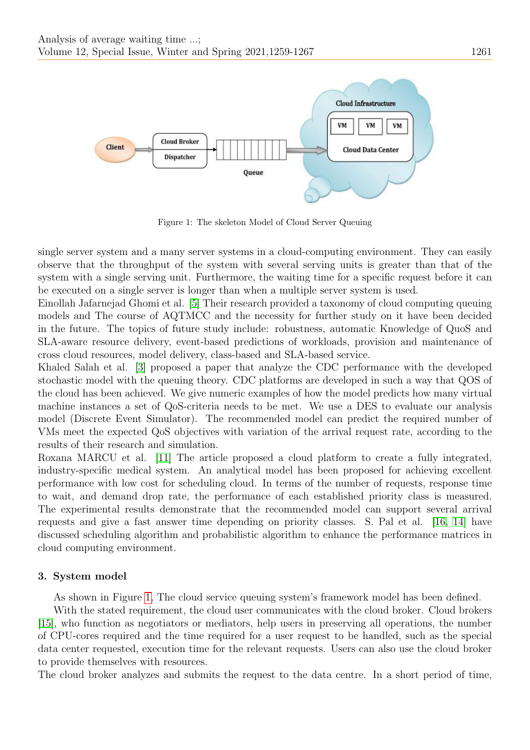Figure 1: The skeleton Model of Cloud Server Queuing

single server system and a many server systems in a cloud-computing environment. They can easily observe that the throughput of the system with several serving units is greater than that of the system with a single serving unit. Furthermore, the waiting time for a specific request before it can be executed on a single server is longer than when a multiple server system is used.

Einollah Jafarnejad Ghomi et al. [5] Their research provided a taxonomy of cloud computing queuing models and The course of AQTMCC and the necessity for further study on it have been decided in the future. The topics of future study include: robustness, automatic Knowledge of QuoS and SLA-aware resource delivery, event-based predictions of workloads, provision and maintenance of cross cloud resources, model delivery, class-based and SLA-based service.

Khaled Salah et al. [3] proposed a paper that analyze the CDC performance with the developed stochastic model with the queuing theory. CDC platforms are developed in such a way that QOS of the cloud has been achieved. We give numeric examples of how the model predicts how many virtual machine instances a set of QoS-criteria needs to be met. We use a DES to evaluate our analysis model (Discrete Event Simulator). The recommended model can predict the required number of VMs meet the expected QoS objectives with variation of the arrival request rate, according to the results of their research and simulation.

Roxana MARCU et al. [11] The article proposed a cloud platform to create a fully integrated, industry-specific medical system. An analytical model has been proposed for achieving excellent performance with low cost for scheduling cloud. In terms of the number of requests, response time to wait, and demand drop rate, the performance of each established priority class is measured. The experimental results demonstrate that the recommended model can support several arrival requests and give a fast answer time depending on priority classes. S. Pal et al. [16, 14] have discussed scheduling algorithm and probabilistic algorithm to enhance the performance matrices in cloud computing environment.

### 3. System model

As shown in Figure 1, The cloud service queuing system's framework model has been defined.

With the stated requirement, the cloud user communicates with the cloud broker. Cloud brokers [15], who function as negotiators or mediators, help users in preserving all operations, the number of CPU-cores required and the time required for a user request to be handled, such as the special data center requested, execution time for the relevant requests. Users can also use the cloud broker to provide themselves with resources.

The cloud broker analyzes and submits the request to the data centre. In a short period of time,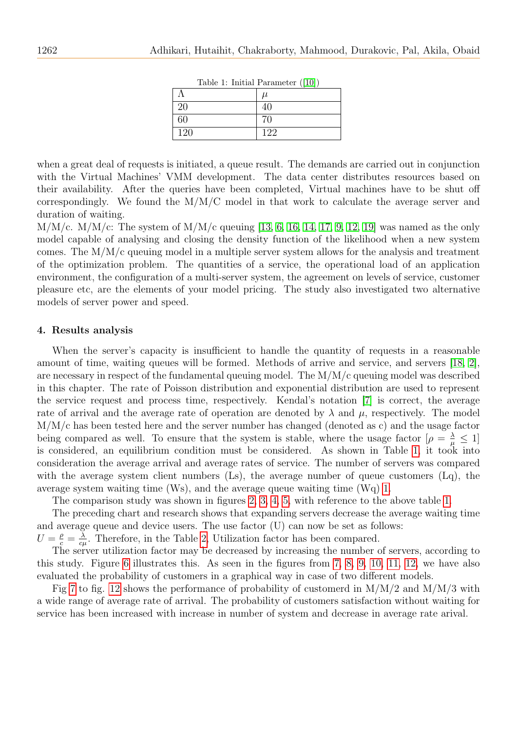Table 1: Initial Parameter ([10])

| Λ | $\mu$ |
|---|---|
| 20 | 40 |
| 60 | 70 |
| 120 | 122 |

when a great deal of requests is initiated, a queue result. The demands are carried out in conjunction with the Virtual Machines' VMM development. The data center distributes resources based on their availability. After the queries have been completed, Virtual machines have to be shut off correspondingly. We found the M/M/C model in that work to calculate the average server and duration of waiting.

M/M/c. M/M/c: The system of M/M/c queuing [13, 6, 16, 14, 17, 9, 12, 19] was named as the only model capable of analysing and closing the density function of the likelihood when a new system comes. The M/M/c queuing model in a multiple server system allows for the analysis and treatment of the optimization problem. The quantities of a service, the operational load of an application environment, the configuration of a multi-server system, the agreement on levels of service, customer pleasure etc, are the elements of your model pricing. The study also investigated two alternative models of server power and speed.

#### 4. Results analysis

When the server's capacity is insufficient to handle the quantity of requests in a reasonable amount of time, waiting queues will be formed. Methods of arrive and service, and servers [18, 2], are necessary in respect of the fundamental queuing model. The M/M/c queuing model was described in this chapter. The rate of Poisson distribution and exponential distribution are used to represent the service request and process time, respectively. Kendal's notation [7] is correct, the average rate of arrival and the average rate of operation are denoted by $\lambda$ and $\mu$, respectively. The model M/M/c has been tested here and the server number has changed (denoted as c) and the usage factor being compared as well. To ensure that the system is stable, where the usage factor $[\rho = \frac{\lambda}{\mu} \leq 1]$ is considered, an equilibrium condition must be considered. As shown in Table 1, it took into consideration the average arrival and average rates of service. The number of servers was compared with the average system client numbers (Ls), the average number of queue customers (Lq), the average system waiting time (Ws), and the average queue waiting time (Wq) 1.

The comparison study was shown in figures 2, 3, 4, 5, with reference to the above table 1.

The preceding chart and research shows that expanding servers decrease the average waiting time and average queue and device users. The use factor (U) can now be set as follows: $U = \frac{\rho}{c} = \frac{\lambda}{c\mu}$. Therefore, in the Table 2, Utilization factor has been compared.

The server utilization factor may be decreased by increasing the number of servers, according to this study. Figure 6 illustrates this. As seen in the figures from 7, 8, 9, 10, 11, 12, we have also evaluated the probability of customers in a graphical way in case of two different models.

Fig 7 to fig. 12 shows the performance of probability of customerd in M/M/2 and M/M/3 with a wide range of average rate of arrival. The probability of customers satisfaction without waiting for service has been increased with increase in number of system and decrease in average rate arival.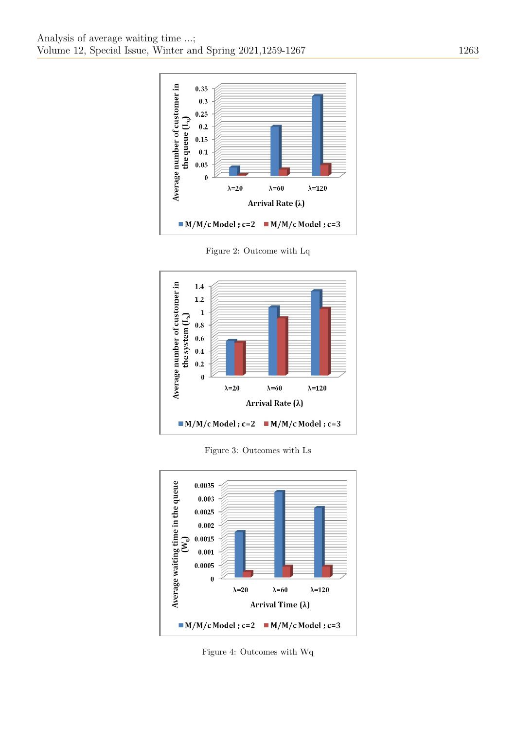Figure 2: Outcome with Lq

Figure 3: Outcomes with Ls

Figure 4: Outcomes with Wq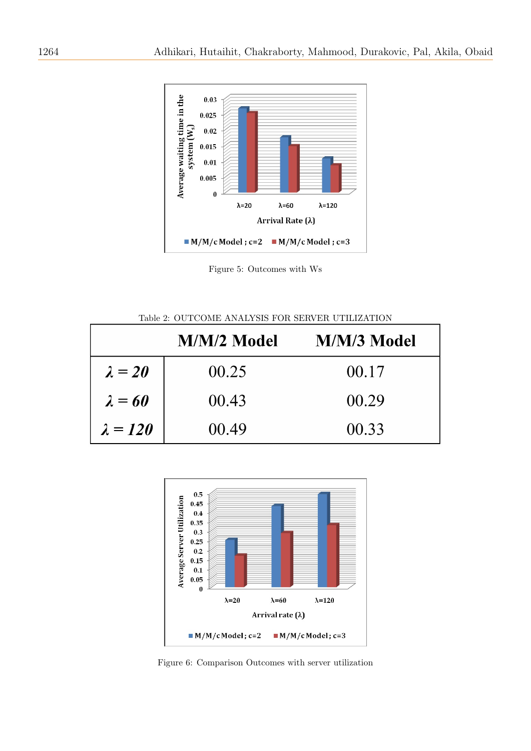Figure 5: Outcomes with Ws

Table 2: OUTCOME ANALYSIS FOR SERVER UTILIZATION

| | M/M/2 Model | M/M/3 Model |
|---|---|---|
| $\lambda = 20$ | 00.25 | 00.17 |
| $\lambda = 60$ | 00.43 | 00.29 |
| $\lambda = 120$ | 00.49 | 00.33 |

Figure 6: Comparison Outcomes with server utilization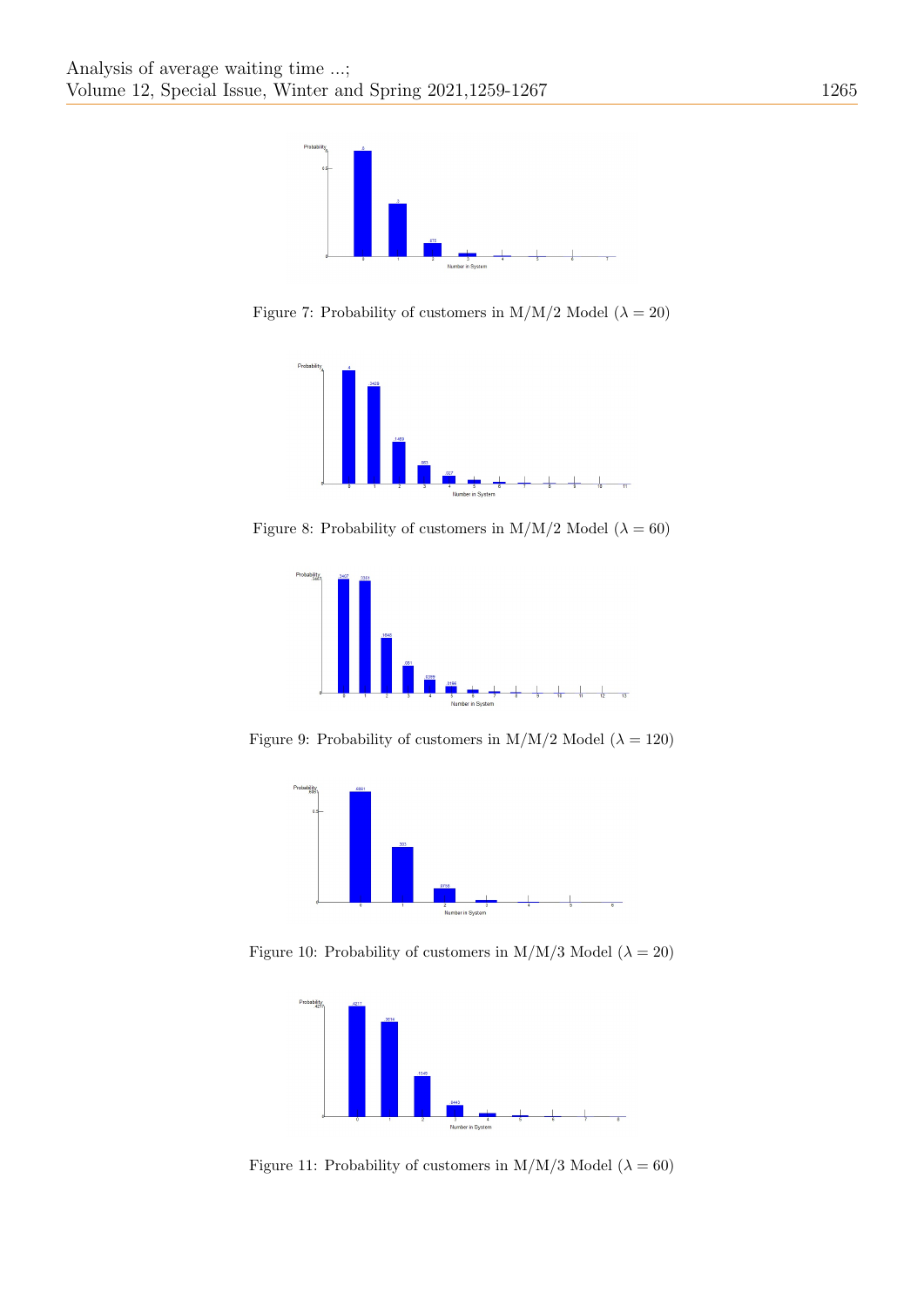Figure 7: Probability of customers in M/M/2 Model ($\lambda = 20$)

Figure 8: Probability of customers in M/M/2 Model ($\lambda = 60$)

Figure 9: Probability of customers in M/M/2 Model ($\lambda = 120$)

Figure 10: Probability of customers in M/M/3 Model ($\lambda = 20$)

Figure 11: Probability of customers in M/M/3 Model ($\lambda = 60$)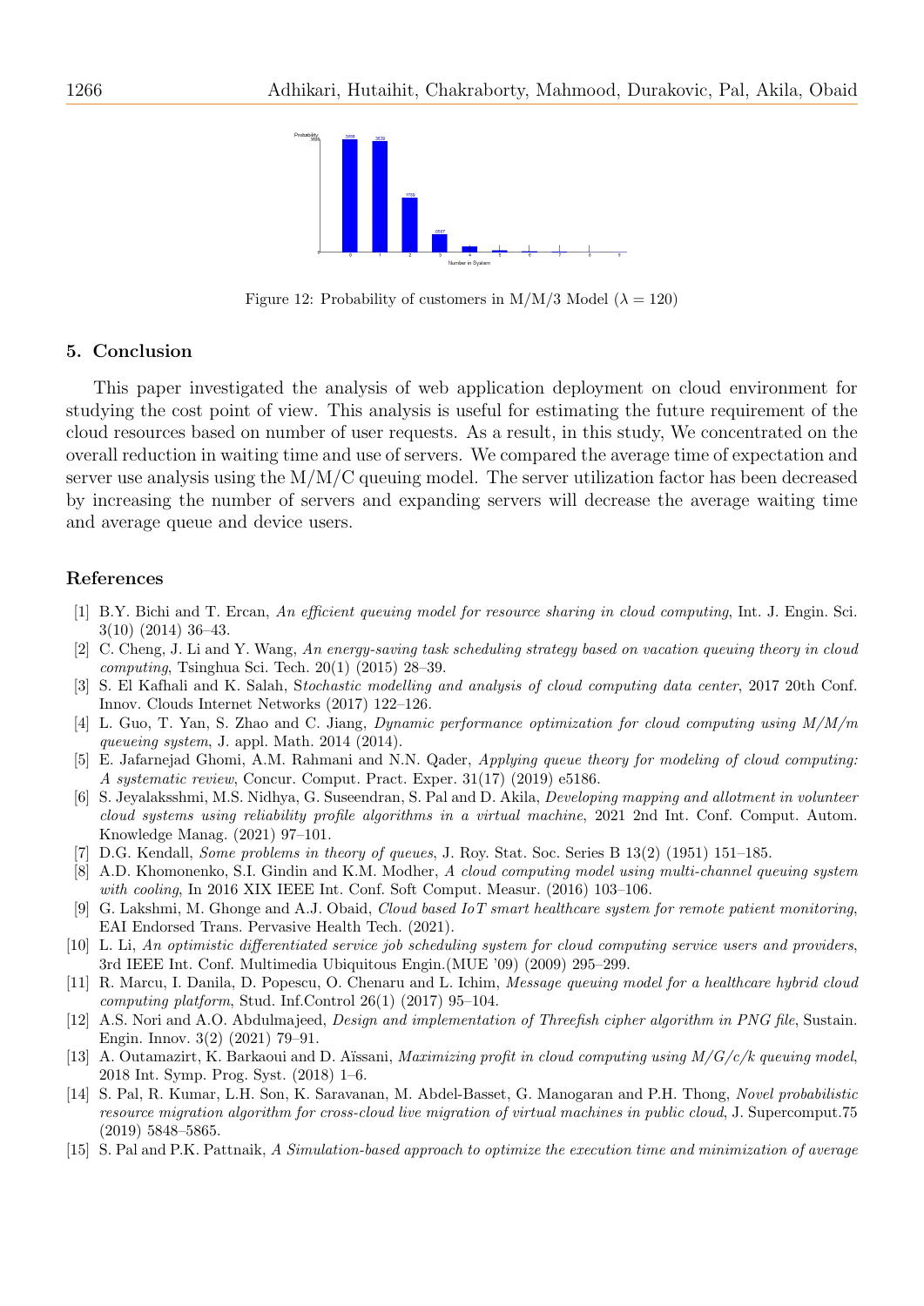Figure 12: Probability of customers in M/M/3 Model ($\lambda = 120$)

## 5. Conclusion

This paper investigated the analysis of web application deployment on cloud environment for studying the cost point of view. This analysis is useful for estimating the future requirement of the cloud resources based on number of user requests. As a result, in this study, We concentrated on the overall reduction in waiting time and use of servers. We compared the average time of expectation and server use analysis using the M/M/C queuing model. The server utilization factor has been decreased by increasing the number of servers and expanding servers will decrease the average waiting time and average queue and device users.

## References

[1] B.Y. Bichi and T. Ercan, *An efficient queuing model for resource sharing in cloud computing*, Int. J. Engin. Sci. 3(10) (2014) 36–43.

[2] C. Cheng, J. Li and Y. Wang, *An energy-saving task scheduling strategy based on vacation queuing theory in cloud computing*, Tsinghua Sci. Tech. 20(1) (2015) 28–39.

[3] S. El Kafhali and K. Salah, *Stochastic modelling and analysis of cloud computing data center*, 2017 20th Conf. Innov. Clouds Internet Networks (2017) 122–126.

[4] L. Guo, T. Yan, S. Zhao and C. Jiang, *Dynamic performance optimization for cloud computing using M/M/m queueing system*, J. appl. Math. 2014 (2014).

[5] E. Jafarnejad Ghomi, A.M. Rahmani and N.N. Qader, *Applying queue theory for modeling of cloud computing: A systematic review*, Concur. Comput. Pract. Exper. 31(17) (2019) e5186.

[6] S. Jeyalaksshmi, M.S. Nidhya, G. Suseendran, S. Pal and D. Akila, *Developing mapping and allotment in volunteer cloud systems using reliability profile algorithms in a virtual machine*, 2021 2nd Int. Conf. Comput. Autom. Knowledge Manag. (2021) 97–101.

[7] D.G. Kendall, *Some problems in theory of queues*, J. Roy. Stat. Soc. Series B 13(2) (1951) 151–185.

[8] A.D. Khomonenko, S.I. Gindin and K.M. Modher, *A cloud computing model using multi-channel queuing system with cooling*, In 2016 XIX IEEE Int. Conf. Soft Comput. Measur. (2016) 103–106.

[9] G. Lakshmi, M. Ghonge and A.J. Obaid, *Cloud based IoT smart healthcare system for remote patient monitoring*, EAI Endorsed Trans. Pervasive Health Tech. (2021).

[10] L. Li, *An optimistic differentiated service job scheduling system for cloud computing service users and providers*, 3rd IEEE Int. Conf. Multimedia Ubiquitous Engin.(MUE '09) (2009) 295–299.

[11] R. Marcu, I. Danila, D. Popescu, O. Chenaru and L. Ichim, *Message queuing model for a healthcare hybrid cloud computing platform*, Stud. Inf.Control 26(1) (2017) 95–104.

[12] A.S. Nori and A.O. Abdulmajeed, *Design and implementation of Threefish cipher algorithm in PNG file*, Sustain. Engin. Innov. 3(2) (2021) 79–91.

[13] A. Outamazirt, K. Barkaoui and D. Aïssani, *Maximizing profit in cloud computing using M/G/c/k queuing model*, 2018 Int. Symp. Prog. Syst. (2018) 1–6.

[14] S. Pal, R. Kumar, L.H. Son, K. Saravanan, M. Abdel-Basset, G. Manogaran and P.H. Thong, *Novel probabilistic resource migration algorithm for cross-cloud live migration of virtual machines in public cloud*, J. Supercomput.75 (2019) 5848–5865.

[15] S. Pal and P.K. Pattnaik, *A Simulation-based approach to optimize the execution time and minimization of average*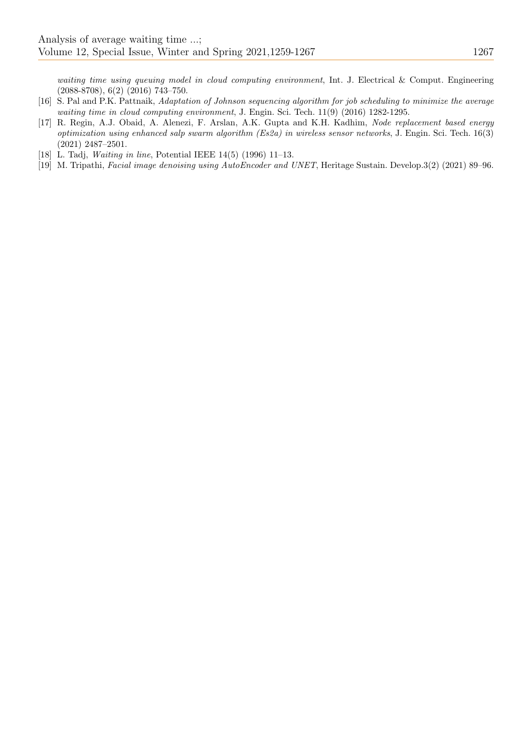*waiting time using queuing model in cloud computing environment*, Int. J. Electrical & Comput. Engineering (2088-8708), 6(2) (2016) 743–750.

[16] S. Pal and P.K. Pattnaik, *Adaptation of Johnson sequencing algorithm for job scheduling to minimize the average waiting time in cloud computing environment*, J. Engin. Sci. Tech. 11(9) (2016) 1282-1295.

[17] R. Regin, A.J. Obaid, A. Alenezi, F. Arslan, A.K. Gupta and K.H. Kadhim, *Node replacement based energy optimization using enhanced salp swarm algorithm (Es2a) in wireless sensor networks*, J. Engin. Sci. Tech. 16(3) (2021) 2487–2501.

[18] L. Tadj, *Waiting in line*, Potential IEEE 14(5) (1996) 11–13.

[19] M. Tripathi, *Facial image denoising using AutoEncoder and UNET*, Heritage Sustain. Develop.3(2) (2021) 89–96.